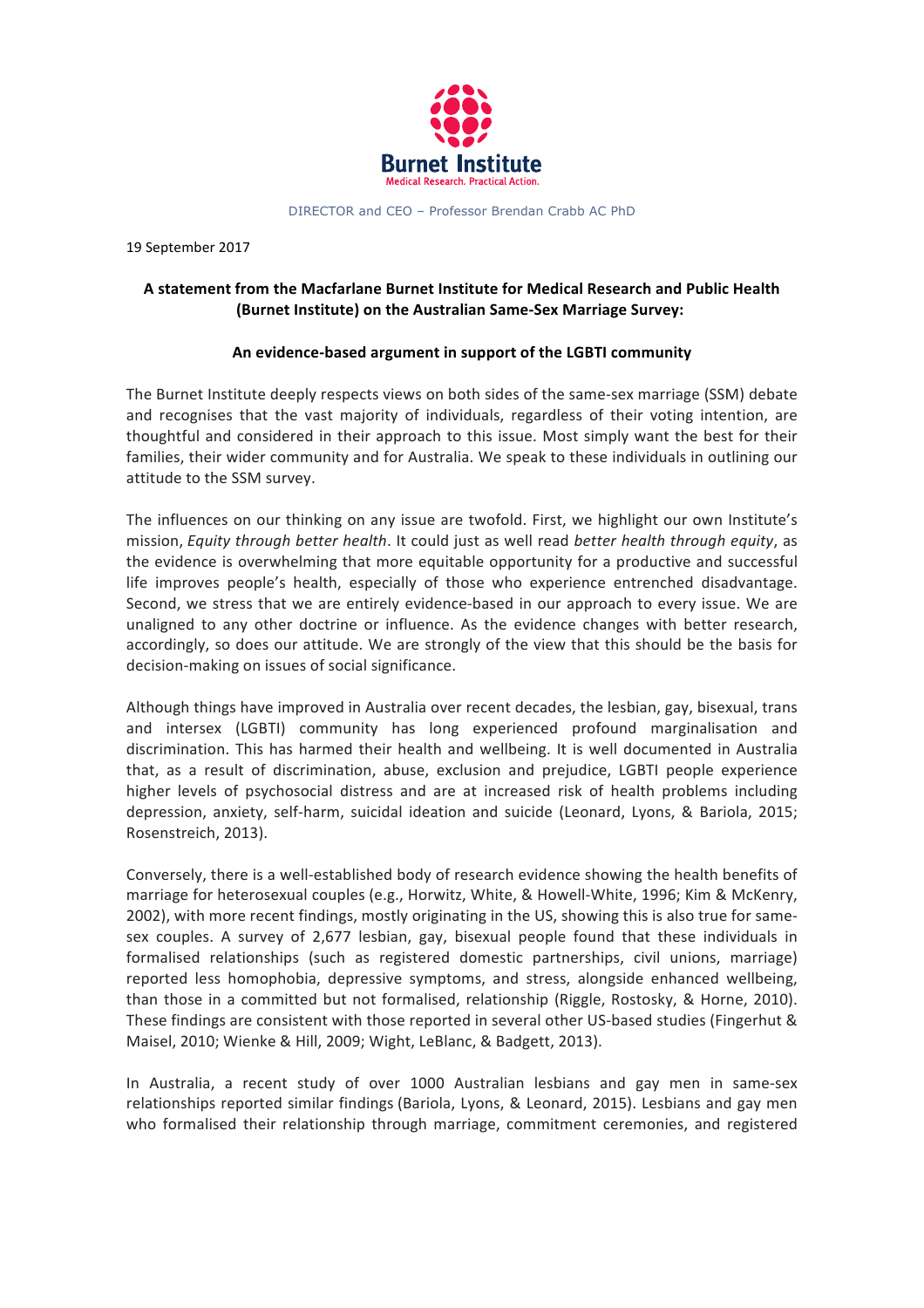Burnet Institute
Medical Research. Practical Action.

DIRECTOR and CEO – Professor Brendan Crabb AC PhD

19 September 2017

**A statement from the Macfarlane Burnet Institute for Medical Research and Public Health (Burnet Institute) on the Australian Same-Sex Marriage Survey:**

**An evidence-based argument in support of the LGBTI community**

The Burnet Institute deeply respects views on both sides of the same-sex marriage (SSM) debate and recognises that the vast majority of individuals, regardless of their voting intention, are thoughtful and considered in their approach to this issue. Most simply want the best for their families, their wider community and for Australia. We speak to these individuals in outlining our attitude to the SSM survey.

The influences on our thinking on any issue are twofold. First, we highlight our own Institute's mission, *Equity through better health*. It could just as well read *better health through equity*, as the evidence is overwhelming that more equitable opportunity for a productive and successful life improves people's health, especially of those who experience entrenched disadvantage. Second, we stress that we are entirely evidence-based in our approach to every issue. We are unaligned to any other doctrine or influence. As the evidence changes with better research, accordingly, so does our attitude. We are strongly of the view that this should be the basis for decision-making on issues of social significance.

Although things have improved in Australia over recent decades, the lesbian, gay, bisexual, trans and intersex (LGBTI) community has long experienced profound marginalisation and discrimination. This has harmed their health and wellbeing. It is well documented in Australia that, as a result of discrimination, abuse, exclusion and prejudice, LGBTI people experience higher levels of psychosocial distress and are at increased risk of health problems including depression, anxiety, self-harm, suicidal ideation and suicide (Leonard, Lyons, & Bariola, 2015; Rosenstreich, 2013).

Conversely, there is a well-established body of research evidence showing the health benefits of marriage for heterosexual couples (e.g., Horwitz, White, & Howell-White, 1996; Kim & McKenry, 2002), with more recent findings, mostly originating in the US, showing this is also true for same-sex couples. A survey of 2,677 lesbian, gay, bisexual people found that these individuals in formalised relationships (such as registered domestic partnerships, civil unions, marriage) reported less homophobia, depressive symptoms, and stress, alongside enhanced wellbeing, than those in a committed but not formalised, relationship (Riggle, Rostosky, & Horne, 2010). These findings are consistent with those reported in several other US-based studies (Fingerhut & Maisel, 2010; Wienke & Hill, 2009; Wight, LeBlanc, & Badgett, 2013).

In Australia, a recent study of over 1000 Australian lesbians and gay men in same-sex relationships reported similar findings (Bariola, Lyons, & Leonard, 2015). Lesbians and gay men who formalised their relationship through marriage, commitment ceremonies, and registered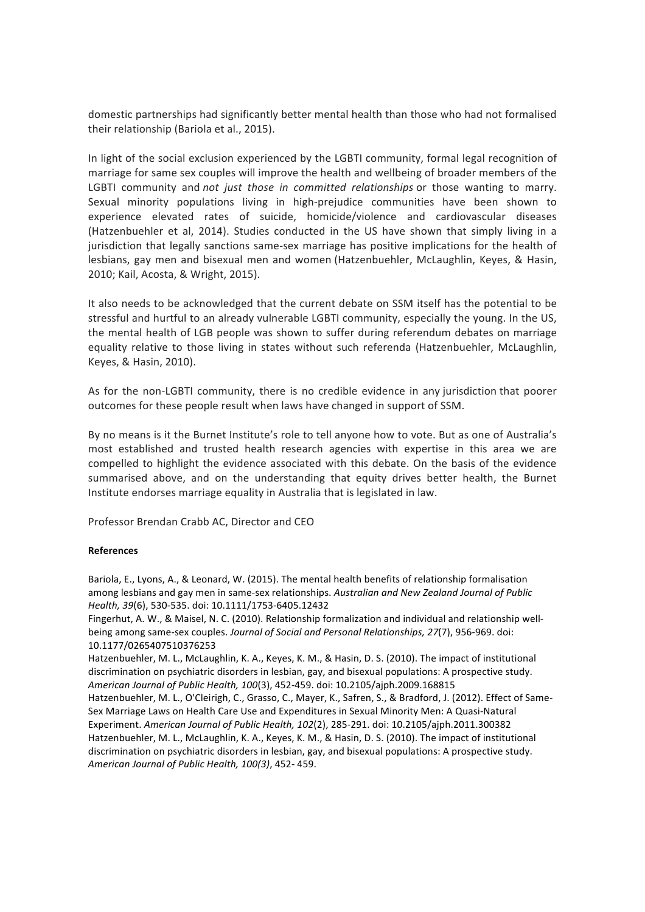domestic partnerships had significantly better mental health than those who had not formalised their relationship (Bariola et al., 2015).

In light of the social exclusion experienced by the LGBTI community, formal legal recognition of marriage for same sex couples will improve the health and wellbeing of broader members of the LGBTI community and *not just those in committed relationships* or those wanting to marry. Sexual minority populations living in high-prejudice communities have been shown to experience elevated rates of suicide, homicide/violence and cardiovascular diseases (Hatzenbuehler et al, 2014). Studies conducted in the US have shown that simply living in a jurisdiction that legally sanctions same-sex marriage has positive implications for the health of lesbians, gay men and bisexual men and women (Hatzenbuehler, McLaughlin, Keyes, & Hasin, 2010; Kail, Acosta, & Wright, 2015).

It also needs to be acknowledged that the current debate on SSM itself has the potential to be stressful and hurtful to an already vulnerable LGBTI community, especially the young. In the US, the mental health of LGB people was shown to suffer during referendum debates on marriage equality relative to those living in states without such referenda (Hatzenbuehler, McLaughlin, Keyes, & Hasin, 2010).

As for the non-LGBTI community, there is no credible evidence in any jurisdiction that poorer outcomes for these people result when laws have changed in support of SSM.

By no means is it the Burnet Institute's role to tell anyone how to vote. But as one of Australia's most established and trusted health research agencies with expertise in this area we are compelled to highlight the evidence associated with this debate. On the basis of the evidence summarised above, and on the understanding that equity drives better health, the Burnet Institute endorses marriage equality in Australia that is legislated in law.

Professor Brendan Crabb AC, Director and CEO

**References**

Bariola, E., Lyons, A., & Leonard, W. (2015). The mental health benefits of relationship formalisation among lesbians and gay men in same-sex relationships. *Australian and New Zealand Journal of Public Health, 39*(6), 530-535. doi: 10.1111/1753-6405.12432

Fingerhut, A. W., & Maisel, N. C. (2010). Relationship formalization and individual and relationship well-being among same-sex couples. *Journal of Social and Personal Relationships, 27*(7), 956-969. doi: 10.1177/0265407510376253

Hatzenbuehler, M. L., McLaughlin, K. A., Keyes, K. M., & Hasin, D. S. (2010). The impact of institutional discrimination on psychiatric disorders in lesbian, gay, and bisexual populations: A prospective study. *American Journal of Public Health, 100*(3), 452-459. doi: 10.2105/ajph.2009.168815

Hatzenbuehler, M. L., O'Cleirigh, C., Grasso, C., Mayer, K., Safren, S., & Bradford, J. (2012). Effect of Same-Sex Marriage Laws on Health Care Use and Expenditures in Sexual Minority Men: A Quasi-Natural Experiment. *American Journal of Public Health, 102*(2), 285-291. doi: 10.2105/ajph.2011.300382

Hatzenbuehler, M. L., McLaughlin, K. A., Keyes, K. M., & Hasin, D. S. (2010). The impact of institutional discrimination on psychiatric disorders in lesbian, gay, and bisexual populations: A prospective study. *American Journal of Public Health, 100(3)*, 452- 459.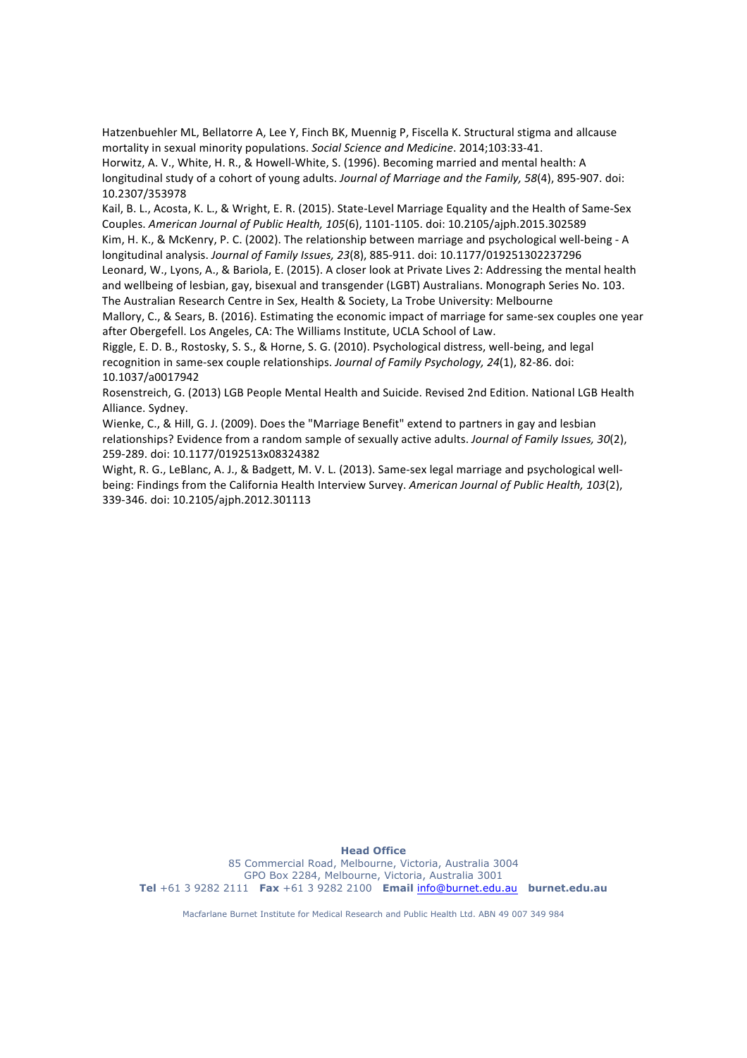Hatzenbuehler ML, Bellatorre A, Lee Y, Finch BK, Muennig P, Fiscella K. Structural stigma and allcause mortality in sexual minority populations. *Social Science and Medicine*. 2014;103:33-41.

Horwitz, A. V., White, H. R., & Howell-White, S. (1996). Becoming married and mental health: A longitudinal study of a cohort of young adults. *Journal of Marriage and the Family, 58*(4), 895-907. doi: 10.2307/353978

Kail, B. L., Acosta, K. L., & Wright, E. R. (2015). State-Level Marriage Equality and the Health of Same-Sex Couples. *American Journal of Public Health, 105*(6), 1101-1105. doi: 10.2105/ajph.2015.302589

Kim, H. K., & McKenry, P. C. (2002). The relationship between marriage and psychological well-being - A longitudinal analysis. *Journal of Family Issues, 23*(8), 885-911. doi: 10.1177/019251302237296

Leonard, W., Lyons, A., & Bariola, E. (2015). A closer look at Private Lives 2: Addressing the mental health and wellbeing of lesbian, gay, bisexual and transgender (LGBT) Australians. Monograph Series No. 103. The Australian Research Centre in Sex, Health & Society, La Trobe University: Melbourne

Mallory, C., & Sears, B. (2016). Estimating the economic impact of marriage for same-sex couples one year after Obergefell. Los Angeles, CA: The Williams Institute, UCLA School of Law.

Riggle, E. D. B., Rostosky, S. S., & Horne, S. G. (2010). Psychological distress, well-being, and legal recognition in same-sex couple relationships. *Journal of Family Psychology, 24*(1), 82-86. doi: 10.1037/a0017942

Rosenstreich, G. (2013) LGB People Mental Health and Suicide. Revised 2nd Edition. National LGB Health Alliance. Sydney.

Wienke, C., & Hill, G. J. (2009). Does the "Marriage Benefit" extend to partners in gay and lesbian relationships? Evidence from a random sample of sexually active adults. *Journal of Family Issues, 30*(2), 259-289. doi: 10.1177/0192513x08324382

Wight, R. G., LeBlanc, A. J., & Badgett, M. V. L. (2013). Same-sex legal marriage and psychological well-being: Findings from the California Health Interview Survey. *American Journal of Public Health, 103*(2), 339-346. doi: 10.2105/ajph.2012.301113